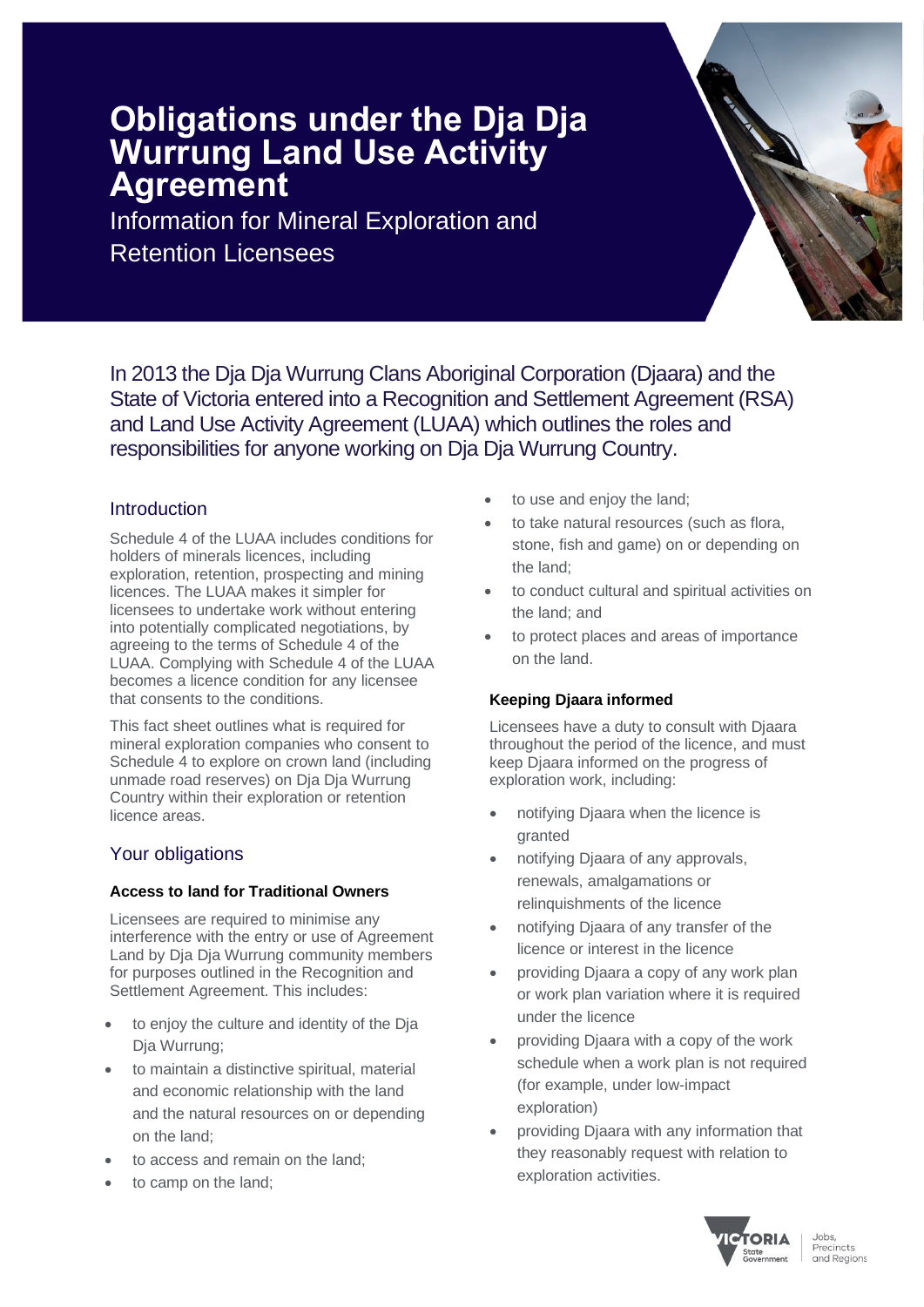# Obligations under the Dja Dja Wurrung Land Use Activity Agreement

Information for Mineral Exploration and Retention Licensees

In 2013 the Dja Dja Wurrung Clans Aboriginal Corporation (Djaara) and the State of Victoria entered into a Recognition and Settlement Agreement (RSA) and Land Use Activity Agreement (LUAA) which outlines the roles and responsibilities for anyone working on Dja Dja Wurrung Country.

## Introduction

Schedule 4 of the LUAA includes conditions for holders of minerals licences, including exploration, retention, prospecting and mining licences. The LUAA makes it simpler for licensees to undertake work without entering into potentially complicated negotiations, by agreeing to the terms of Schedule 4 of the LUAA. Complying with Schedule 4 of the LUAA becomes a licence condition for any licensee that consents to the conditions.

This fact sheet outlines what is required for mineral exploration companies who consent to Schedule 4 to explore on crown land (including unmade road reserves) on Dja Dja Wurrung Country within their exploration or retention licence areas.

## Your obligations

### Access to land for Traditional Owners

Licensees are required to minimise any interference with the entry or use of Agreement Land by Dja Dja Wurrung community members for purposes outlined in the Recognition and Settlement Agreement. This includes:

- to enjoy the culture and identity of the Dja Dja Wurrung;
- to maintain a distinctive spiritual, material and economic relationship with the land and the natural resources on or depending on the land;
- to access and remain on the land;
- to camp on the land;
- to use and enjoy the land;
- to take natural resources (such as flora, stone, fish and game) on or depending on the land;
- to conduct cultural and spiritual activities on the land; and
- to protect places and areas of importance on the land.

### Keeping Djaara informed

Licensees have a duty to consult with Djaara throughout the period of the licence, and must keep Djaara informed on the progress of exploration work, including:

- notifying Djaara when the licence is granted
- notifying Djaara of any approvals, renewals, amalgamations or relinquishments of the licence
- notifying Djaara of any transfer of the licence or interest in the licence
- providing Djaara a copy of any work plan or work plan variation where it is required under the licence
- providing Djaara with a copy of the work schedule when a work plan is not required (for example, under low-impact exploration)
- providing Djaara with any information that they reasonably request with relation to exploration activities.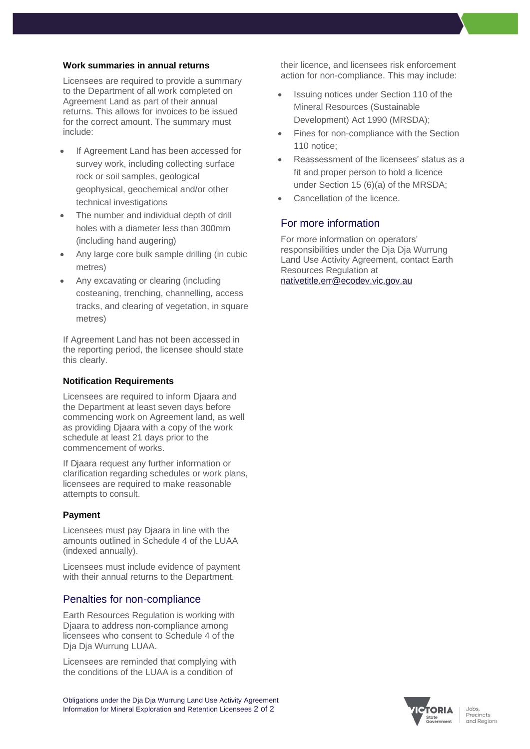### Work summaries in annual returns

Licensees are required to provide a summary to the Department of all work completed on Agreement Land as part of their annual returns. This allows for invoices to be issued for the correct amount. The summary must include:

- If Agreement Land has been accessed for survey work, including collecting surface rock or soil samples, geological geophysical, geochemical and/or other technical investigations
- The number and individual depth of drill holes with a diameter less than 300mm (including hand augering)
- Any large core bulk sample drilling (in cubic metres)
- Any excavating or clearing (including costeaning, trenching, channelling, access tracks, and clearing of vegetation, in square metres)

If Agreement Land has not been accessed in the reporting period, the licensee should state this clearly.

### Notification Requirements

Licensees are required to inform Djaara and the Department at least seven days before commencing work on Agreement land, as well as providing Djaara with a copy of the work schedule at least 21 days prior to the commencement of works.

If Djaara request any further information or clarification regarding schedules or work plans, licensees are required to make reasonable attempts to consult.

### Payment

Licensees must pay Djaara in line with the amounts outlined in Schedule 4 of the LUAA (indexed annually).

Licensees must include evidence of payment with their annual returns to the Department.

## Penalties for non-compliance

Earth Resources Regulation is working with Djaara to address non-compliance among licensees who consent to Schedule 4 of the Dja Dja Wurrung LUAA.

Licensees are reminded that complying with the conditions of the LUAA is a condition of their licence, and licensees risk enforcement action for non-compliance. This may include:

- Issuing notices under Section 110 of the Mineral Resources (Sustainable Development) Act 1990 (MRSDA);
- Fines for non-compliance with the Section 110 notice;
- Reassessment of the licensees' status as a fit and proper person to hold a licence under Section 15 (6)(a) of the MRSDA;
- Cancellation of the licence.

## For more information

For more information on operators' responsibilities under the Dja Dja Wurrung Land Use Activity Agreement, contact Earth Resources Regulation at nativetitle.err@ecodev.vic.gov.au